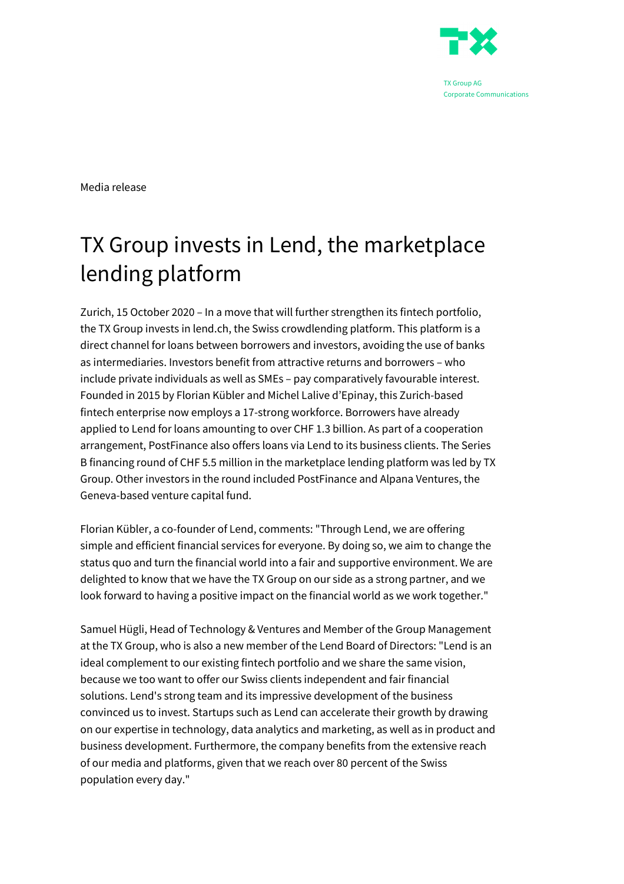TX Group AG
Corporate Communications

Media release

# TX Group invests in Lend, the marketplace lending platform

Zurich, 15 October 2020 – In a move that will further strengthen its fintech portfolio, the TX Group invests in lend.ch, the Swiss crowdlending platform. This platform is a direct channel for loans between borrowers and investors, avoiding the use of banks as intermediaries. Investors benefit from attractive returns and borrowers – who include private individuals as well as SMEs – pay comparatively favourable interest. Founded in 2015 by Florian Kübler and Michel Lalive d'Epinay, this Zurich-based fintech enterprise now employs a 17-strong workforce. Borrowers have already applied to Lend for loans amounting to over CHF 1.3 billion. As part of a cooperation arrangement, PostFinance also offers loans via Lend to its business clients. The Series B financing round of CHF 5.5 million in the marketplace lending platform was led by TX Group. Other investors in the round included PostFinance and Alpana Ventures, the Geneva-based venture capital fund.

Florian Kübler, a co-founder of Lend, comments: "Through Lend, we are offering simple and efficient financial services for everyone. By doing so, we aim to change the status quo and turn the financial world into a fair and supportive environment. We are delighted to know that we have the TX Group on our side as a strong partner, and we look forward to having a positive impact on the financial world as we work together."

Samuel Hügli, Head of Technology & Ventures and Member of the Group Management at the TX Group, who is also a new member of the Lend Board of Directors: "Lend is an ideal complement to our existing fintech portfolio and we share the same vision, because we too want to offer our Swiss clients independent and fair financial solutions. Lend's strong team and its impressive development of the business convinced us to invest. Startups such as Lend can accelerate their growth by drawing on our expertise in technology, data analytics and marketing, as well as in product and business development. Furthermore, the company benefits from the extensive reach of our media and platforms, given that we reach over 80 percent of the Swiss population every day."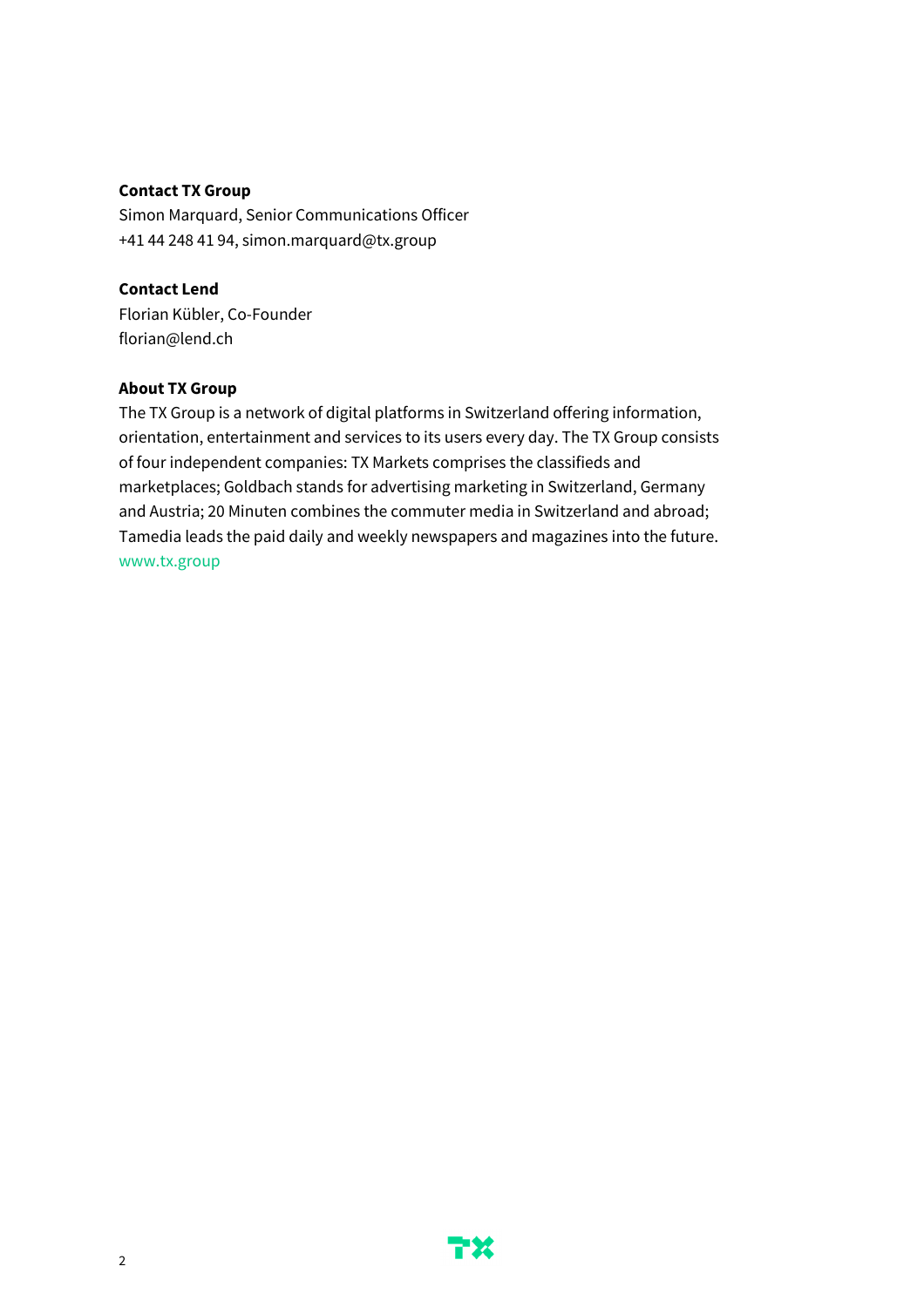**Contact TX Group**
Simon Marquard, Senior Communications Officer
+41 44 248 41 94, simon.marquard@tx.group

**Contact Lend**
Florian Kübler, Co-Founder
florian@lend.ch

**About TX Group**
The TX Group is a network of digital platforms in Switzerland offering information, orientation, entertainment and services to its users every day. The TX Group consists of four independent companies: TX Markets comprises the classifieds and marketplaces; Goldbach stands for advertising marketing in Switzerland, Germany and Austria; 20 Minuten combines the commuter media in Switzerland and abroad; Tamedia leads the paid daily and weekly newspapers and magazines into the future.
www.tx.group